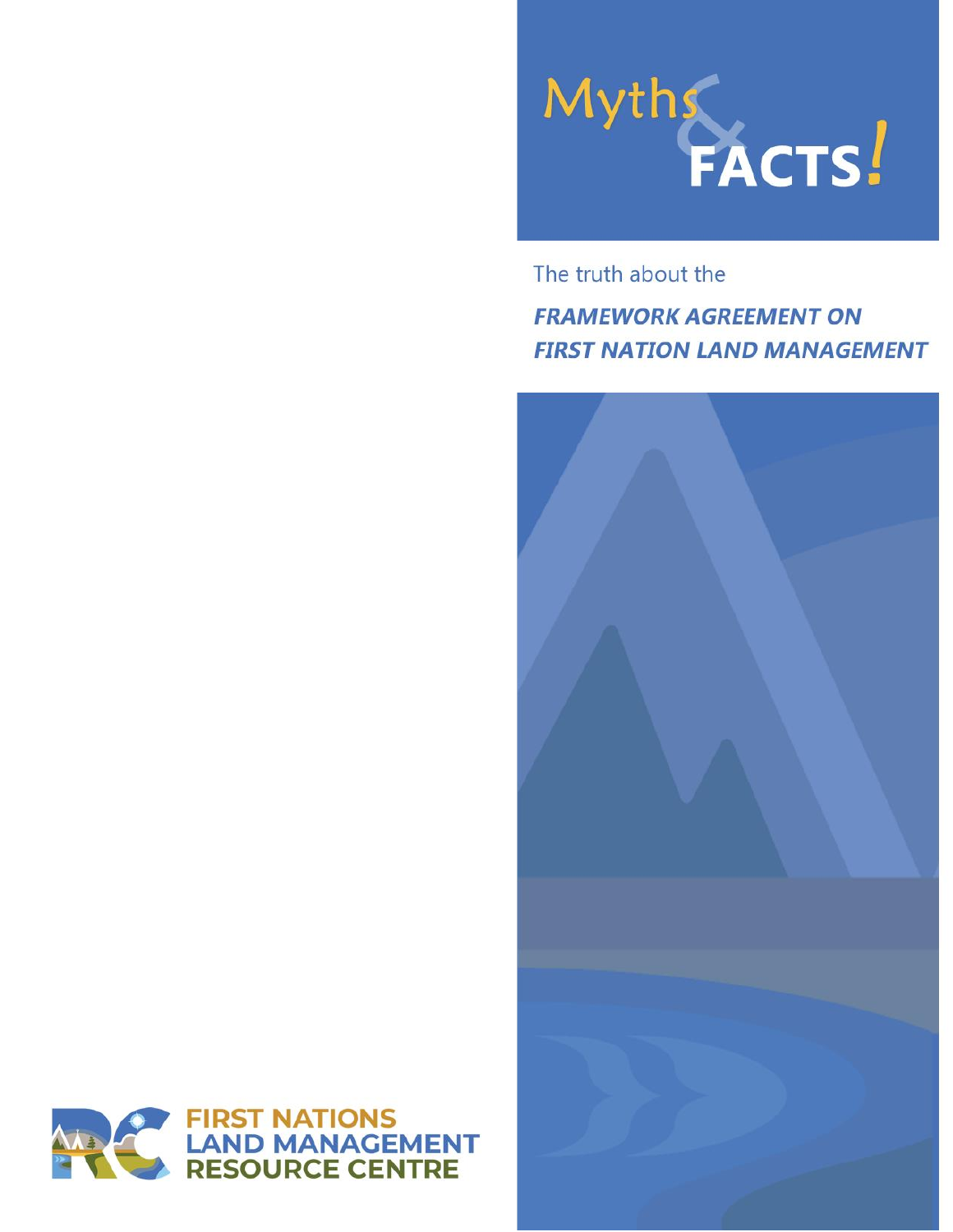# Myths & FACTS!

The truth about the

***FRAMEWORK AGREEMENT ON FIRST NATION LAND MANAGEMENT***

FIRST NATIONS LAND MANAGEMENT RESOURCE CENTRE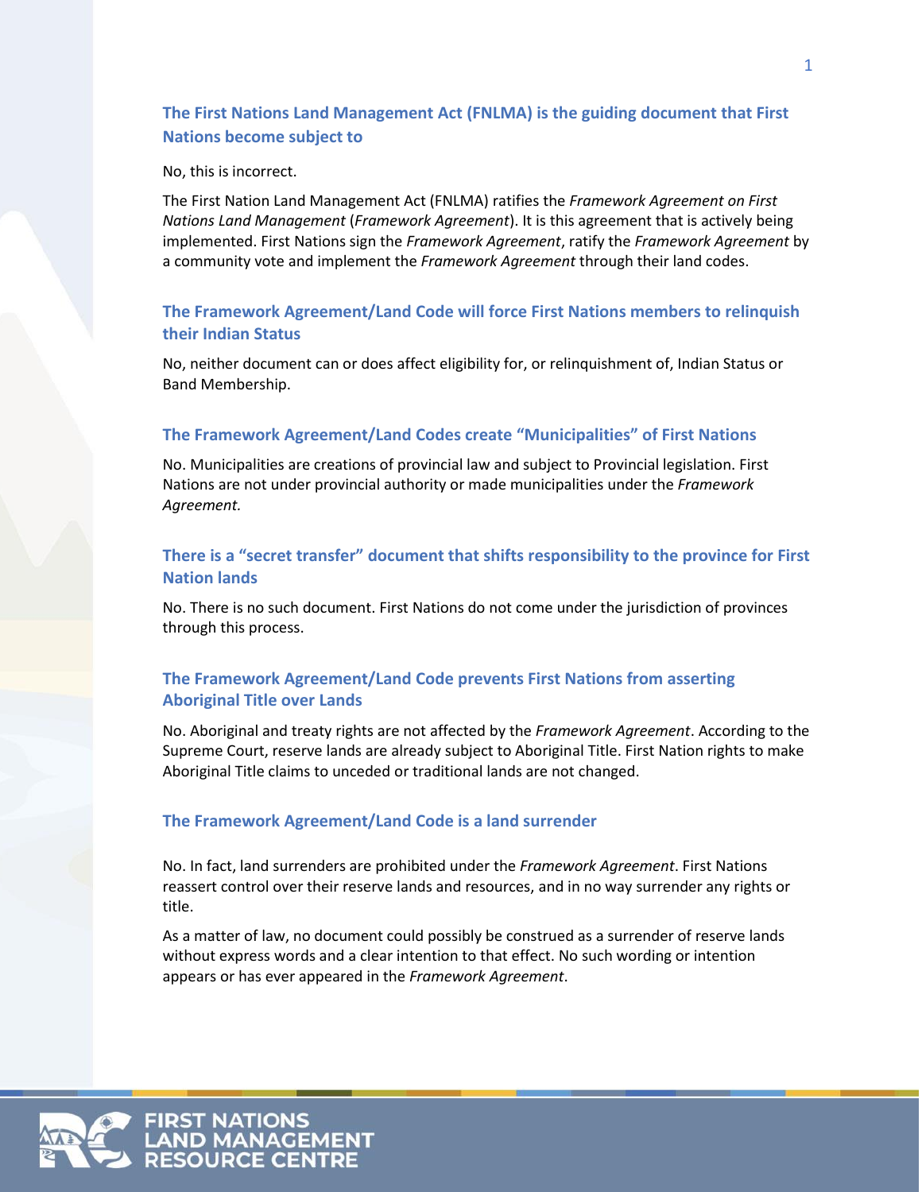### The First Nations Land Management Act (FNLMA) is the guiding document that First Nations become subject to

No, this is incorrect.

The First Nation Land Management Act (FNLMA) ratifies the *Framework Agreement on First Nations Land Management* (*Framework Agreement*). It is this agreement that is actively being implemented. First Nations sign the *Framework Agreement*, ratify the *Framework Agreement* by a community vote and implement the *Framework Agreement* through their land codes.

### The Framework Agreement/Land Code will force First Nations members to relinquish their Indian Status

No, neither document can or does affect eligibility for, or relinquishment of, Indian Status or Band Membership.

### The Framework Agreement/Land Codes create "Municipalities" of First Nations

No. Municipalities are creations of provincial law and subject to Provincial legislation. First Nations are not under provincial authority or made municipalities under the *Framework Agreement.*

### There is a "secret transfer" document that shifts responsibility to the province for First Nation lands

No. There is no such document. First Nations do not come under the jurisdiction of provinces through this process.

### The Framework Agreement/Land Code prevents First Nations from asserting Aboriginal Title over Lands

No. Aboriginal and treaty rights are not affected by the *Framework Agreement*. According to the Supreme Court, reserve lands are already subject to Aboriginal Title. First Nation rights to make Aboriginal Title claims to unceded or traditional lands are not changed.

### The Framework Agreement/Land Code is a land surrender

No. In fact, land surrenders are prohibited under the *Framework Agreement*. First Nations reassert control over their reserve lands and resources, and in no way surrender any rights or title.

As a matter of law, no document could possibly be construed as a surrender of reserve lands without express words and a clear intention to that effect. No such wording or intention appears or has ever appeared in the *Framework Agreement*.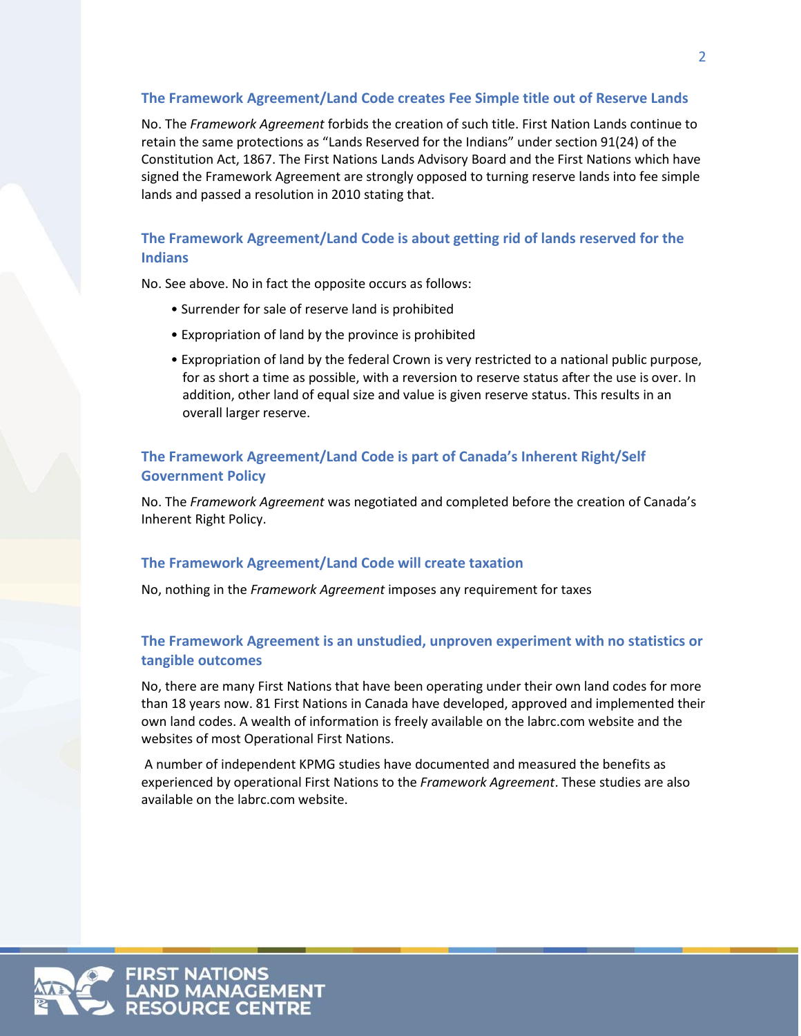### The Framework Agreement/Land Code creates Fee Simple title out of Reserve Lands

No. The *Framework Agreement* forbids the creation of such title. First Nation Lands continue to retain the same protections as "Lands Reserved for the Indians" under section 91(24) of the Constitution Act, 1867. The First Nations Lands Advisory Board and the First Nations which have signed the Framework Agreement are strongly opposed to turning reserve lands into fee simple lands and passed a resolution in 2010 stating that.

### The Framework Agreement/Land Code is about getting rid of lands reserved for the Indians

No. See above. No in fact the opposite occurs as follows:

- Surrender for sale of reserve land is prohibited
- Expropriation of land by the province is prohibited
- Expropriation of land by the federal Crown is very restricted to a national public purpose, for as short a time as possible, with a reversion to reserve status after the use is over. In addition, other land of equal size and value is given reserve status. This results in an overall larger reserve.

### The Framework Agreement/Land Code is part of Canada's Inherent Right/Self Government Policy

No. The *Framework Agreement* was negotiated and completed before the creation of Canada's Inherent Right Policy.

### The Framework Agreement/Land Code will create taxation

No, nothing in the *Framework Agreement* imposes any requirement for taxes

### The Framework Agreement is an unstudied, unproven experiment with no statistics or tangible outcomes

No, there are many First Nations that have been operating under their own land codes for more than 18 years now. 81 First Nations in Canada have developed, approved and implemented their own land codes. A wealth of information is freely available on the labrc.com website and the websites of most Operational First Nations.

A number of independent KPMG studies have documented and measured the benefits as experienced by operational First Nations to the *Framework Agreement*. These studies are also available on the labrc.com website.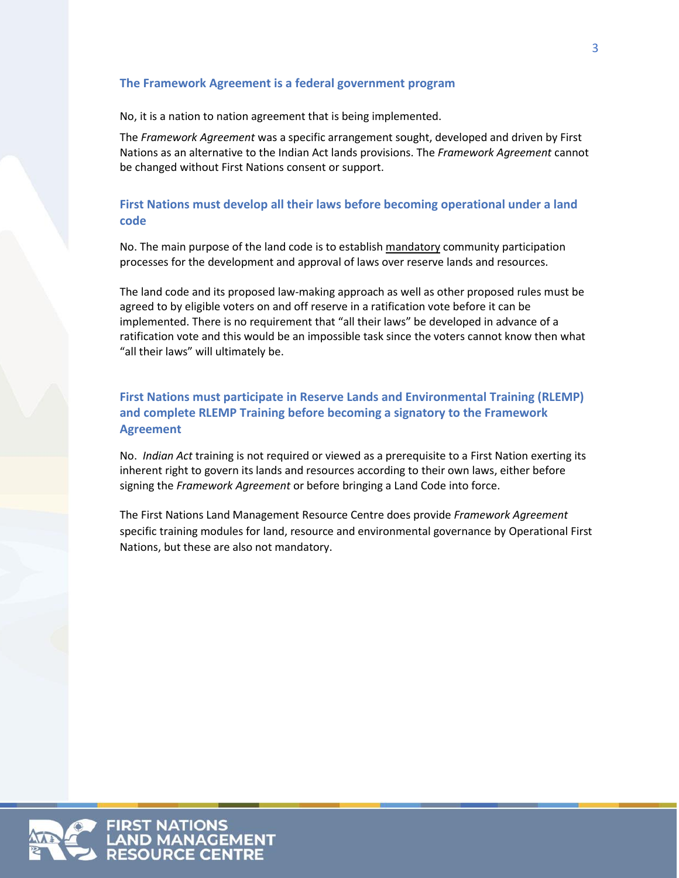### The Framework Agreement is a federal government program

No, it is a nation to nation agreement that is being implemented.

The *Framework Agreement* was a specific arrangement sought, developed and driven by First Nations as an alternative to the Indian Act lands provisions. The *Framework Agreement* cannot be changed without First Nations consent or support.

### First Nations must develop all their laws before becoming operational under a land code

No. The main purpose of the land code is to establish <u>mandatory</u> community participation processes for the development and approval of laws over reserve lands and resources.

The land code and its proposed law-making approach as well as other proposed rules must be agreed to by eligible voters on and off reserve in a ratification vote before it can be implemented. There is no requirement that "all their laws" be developed in advance of a ratification vote and this would be an impossible task since the voters cannot know then what "all their laws" will ultimately be.

### First Nations must participate in Reserve Lands and Environmental Training (RLEMP) and complete RLEMP Training before becoming a signatory to the Framework Agreement

No. *Indian Act* training is not required or viewed as a prerequisite to a First Nation exerting its inherent right to govern its lands and resources according to their own laws, either before signing the *Framework Agreement* or before bringing a Land Code into force.

The First Nations Land Management Resource Centre does provide *Framework Agreement* specific training modules for land, resource and environmental governance by Operational First Nations, but these are also not mandatory.